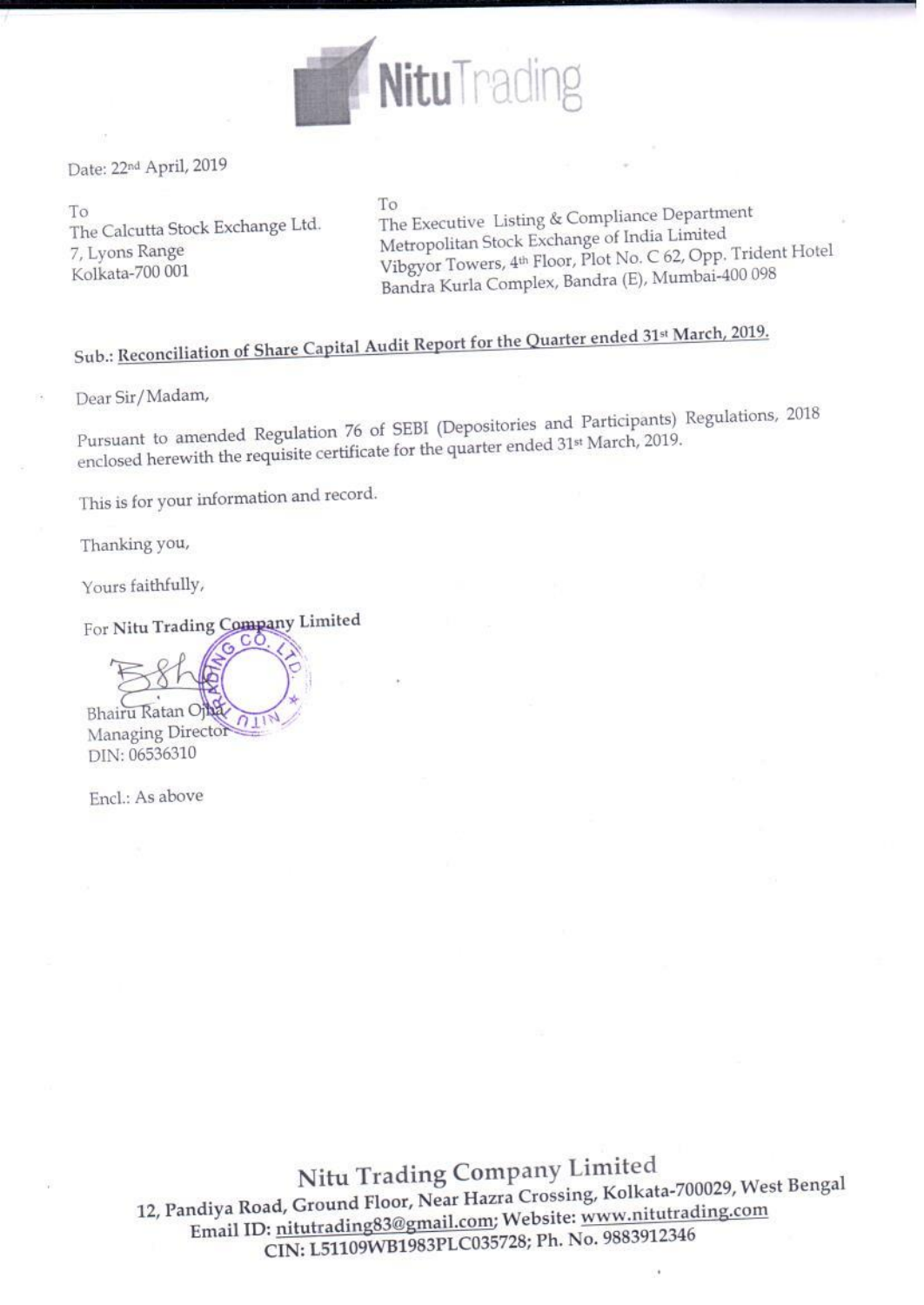# NituTrading

Date: 22nd April, 2019

To
The Calcutta Stock Exchange Ltd.
7, Lyons Range
Kolkata-700 001

To
The Executive Listing & Compliance Department
Metropolitan Stock Exchange of India Limited
Vibgyor Towers, 4th Floor, Plot No. C 62, Opp. Trident Hotel
Bandra Kurla Complex, Bandra (E), Mumbai-400 098

**Sub.: Reconciliation of Share Capital Audit Report for the Quarter ended 31st March, 2019.**

Dear Sir/Madam,

Pursuant to amended Regulation 76 of SEBI (Depositories and Participants) Regulations, 2018 enclosed herewith the requisite certificate for the quarter ended 31st March, 2019.

This is for your information and record.

Thanking you,

Yours faithfully,

For **Nitu Trading Company Limited**

Bhairu Ratan Ojha
Managing Director
DIN: 06536310

Encl.: As above

**Nitu Trading Company Limited**
12, Pandiya Road, Ground Floor, Near Hazra Crossing, Kolkata-700029, West Bengal
Email ID: nitutrading83@gmail.com; Website: www.nitutrading.com
CIN: L51109WB1983PLC035728; Ph. No. 9883912346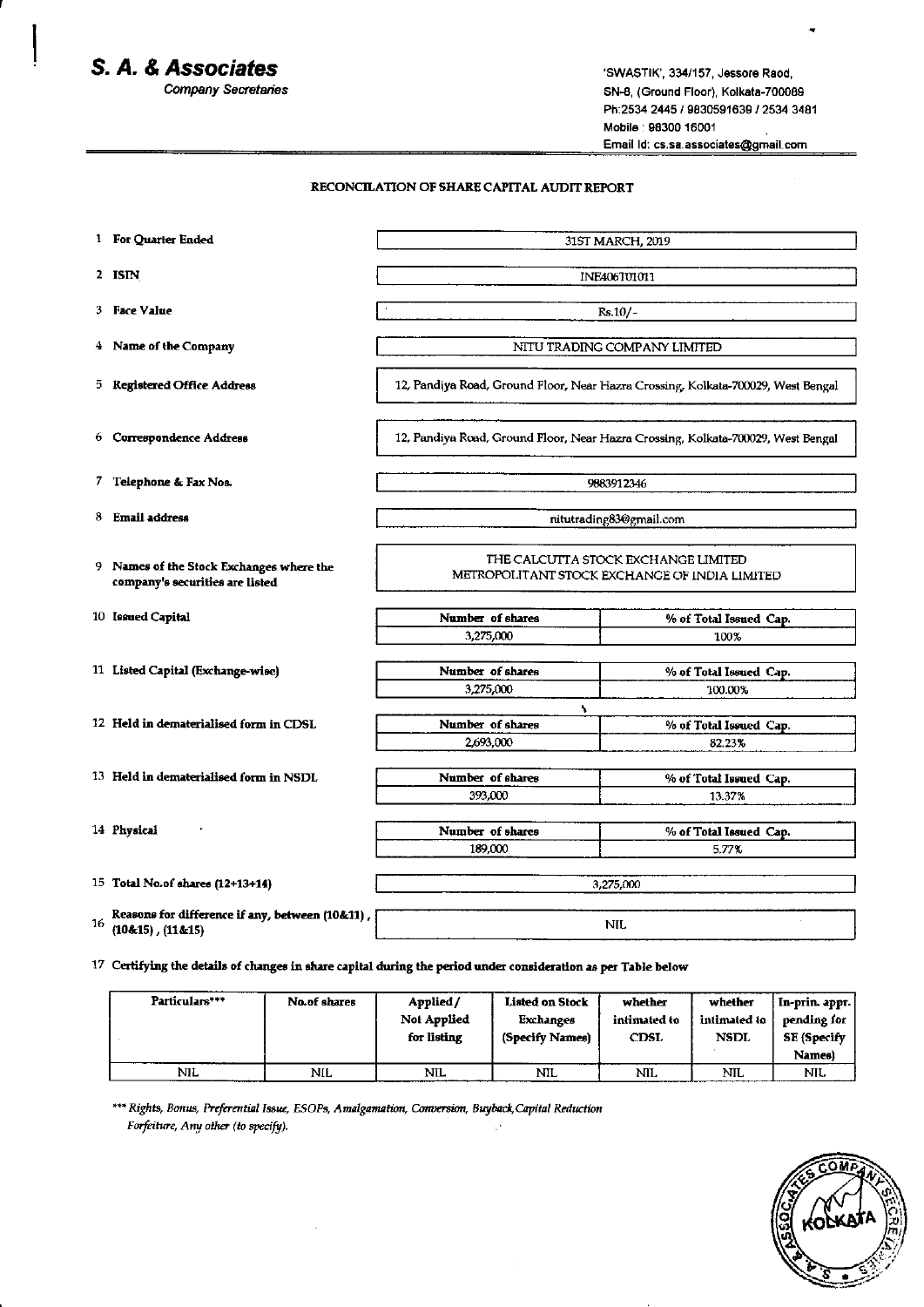# S. A. & Associates

*Company Secretaries*

'SWASTIK', 334/157, Jessore Raod,
SN-8, (Ground Floor), Kolkata-700089
Ph:2534 2445 / 9830591639 / 2534 3481
Mobile : 98300 16001
Email Id: cs.sa.associates@gmail.com

## RECONCILATION OF SHARE CAPITAL AUDIT REPORT

| | | | |
|---|---|---|---|
| 1 | For Quarter Ended | 31ST MARCH, 2019 | |
| 2 | ISIN | INE406T01011 | |
| 3 | Face Value | Rs.10/- | |
| 4 | Name of the Company | NITU TRADING COMPANY LIMITED | |
| 5 | Registered Office Address | 12, Pandiya Road, Ground Floor, Near Hazra Crossing, Kolkata-700029, West Bengal | |
| 6 | Correspondence Address | 12, Pandiya Road, Ground Floor, Near Hazra Crossing, Kolkata-700029, West Bengal | |
| 7 | Telephone & Fax Nos. | 9883912346 | |
| 8 | Email address | nitutrading83@gmail.com | |
| 9 | Names of the Stock Exchanges where the company's securities are listed | THE CALCUTTA STOCK EXCHANGE LIMITED<br>METROPOLITANT STOCK EXCHANCE OF INDIA LIMITED | |
| | | **Number of shares** | **% of Total Issued Cap.** |
| 10 | Issued Capital | 3,275,000 | 100% |
| 11 | Listed Capital (Exchange-wise) | 3,275,000 | 100.00% |
| 12 | Held in dematerialised form in CDSL | 2,693,000 | 82.23% |
| 13 | Held in dematerialised form in NSDL | 393,000 | 13.37% |
| 14 | Physical | 189,000 | 5.77% |
| 15 | Total No.of shares (12+13+14) | 3,275,000 | |
| 16 | Reasons for difference if any, between (10&11), (10&15), (11&15) | NIL | |

17 Certifying the details of changes in share capital during the period under consideration as per Table below

| Particulars*** | No.of shares | Applied / Not Applied for listing | Listed on Stock Exchanges (Specify Names) | whether intimated to CDSL | whether intimated to NSDL | In-prin. appr. pending for SE (Specify Names) |
|---|---|---|---|---|---|---|
| NIL | NIL | NIL | NIL | NIL | NIL | NIL |

*\*\*\* Rights, Bonus, Preferential Issue, ESOPs, Amalgamation, Conversion, Buyback, Capital Reduction Forfeiture, Any other (to specify).*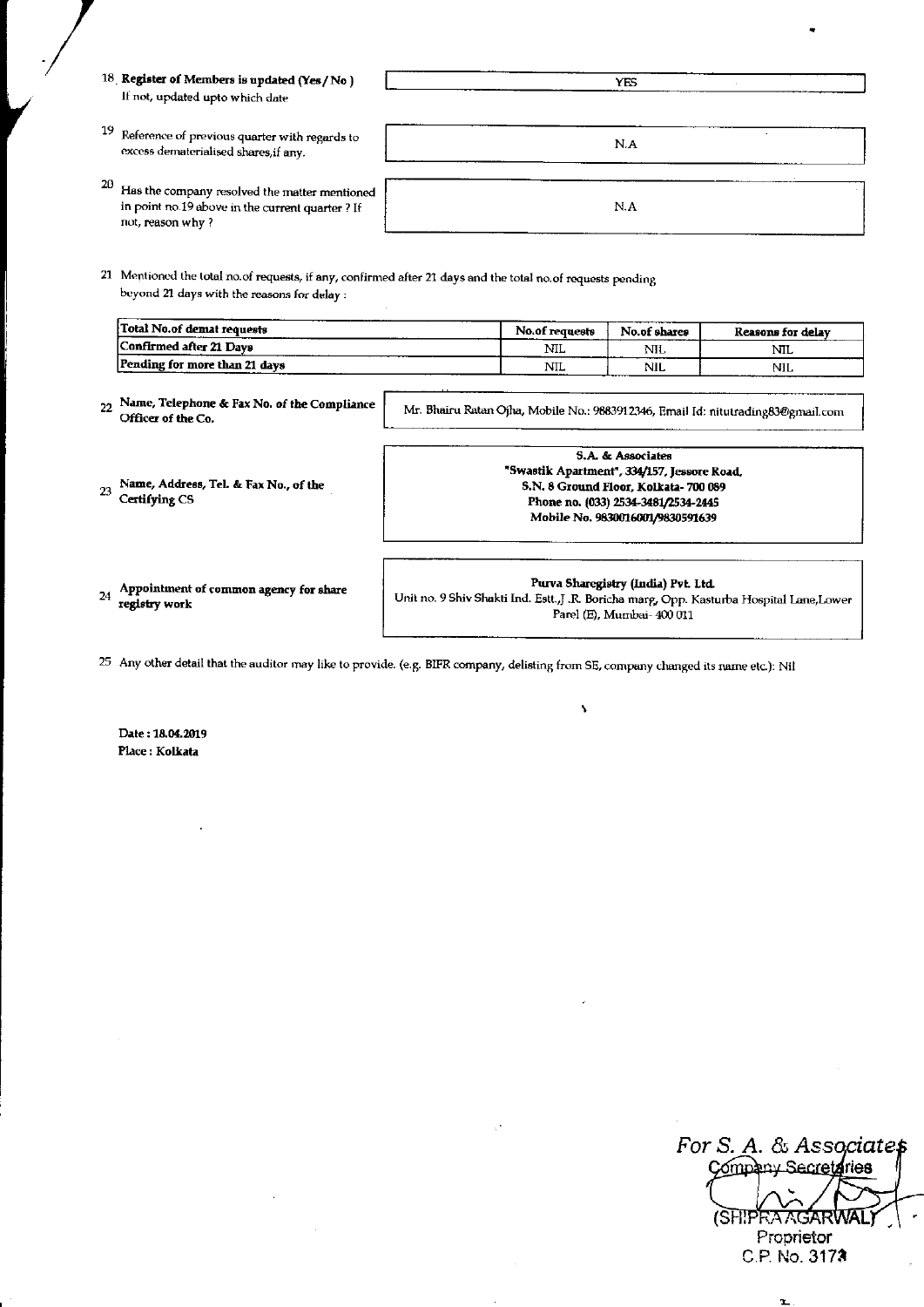18. **Register of Members is updated (Yes / No )**
If not, updated upto which date

YES

19. Reference of previous quarter with regards to excess dematerialised shares,if any.

N.A

20. Has the company resolved the matter mentioned in point no.19 above in the current quarter ? If not, reason why ?

N.A

21. Mentioned the total no.of requests, if any, confirmed after 21 days and the total no.of requests pending beyond 21 days with the reasons for delay :

| Total No.of demat requests | No.of requests | No.of shares | Reasons for delay |
|---|---|---|---|
| Confirmed after 21 Days | NIL | NIL | NIL |
| Pending for more than 21 days | NIL | NIL | NIL |

22. **Name, Telephone & Fax No. of the Compliance Officer of the Co.**

Mr. Bhairu Ratan Ojha, Mobile No.: 9883912346, Email Id: nitutrading83@gmail.com

23. **Name, Address, Tel. & Fax No., of the Certifying CS**

**S.A. & Associates**
**"Swastik Apartment", 334/157, Jessore Road,**
**S.N. 8 Ground Floor, Kolkata- 700 089**
**Phone no. (033) 2534-3481/2534-2445**
**Mobile No. 9830016001/9830591639**

24. **Appointment of common agency for share registry work**

**Purva Sharegistry (India) Pvt. Ltd.**
Unit no. 9 Shiv Shakti Ind. Estt.,J .R. Boricha marg, Opp. Kasturba Hospital Lane,Lower Parel (E), Mumbai- 400 011

25. Any other detail that the auditor may like to provide. (e.g. BIFR company, delisting from SE, company changed its name etc.): Nil

**Date : 18.04.2019**
**Place : Kolkata**

*For S. A. & Associates*
Company Secretaries

(SHIPRA AGARWAL)
Proprietor
C.P. No. 3173